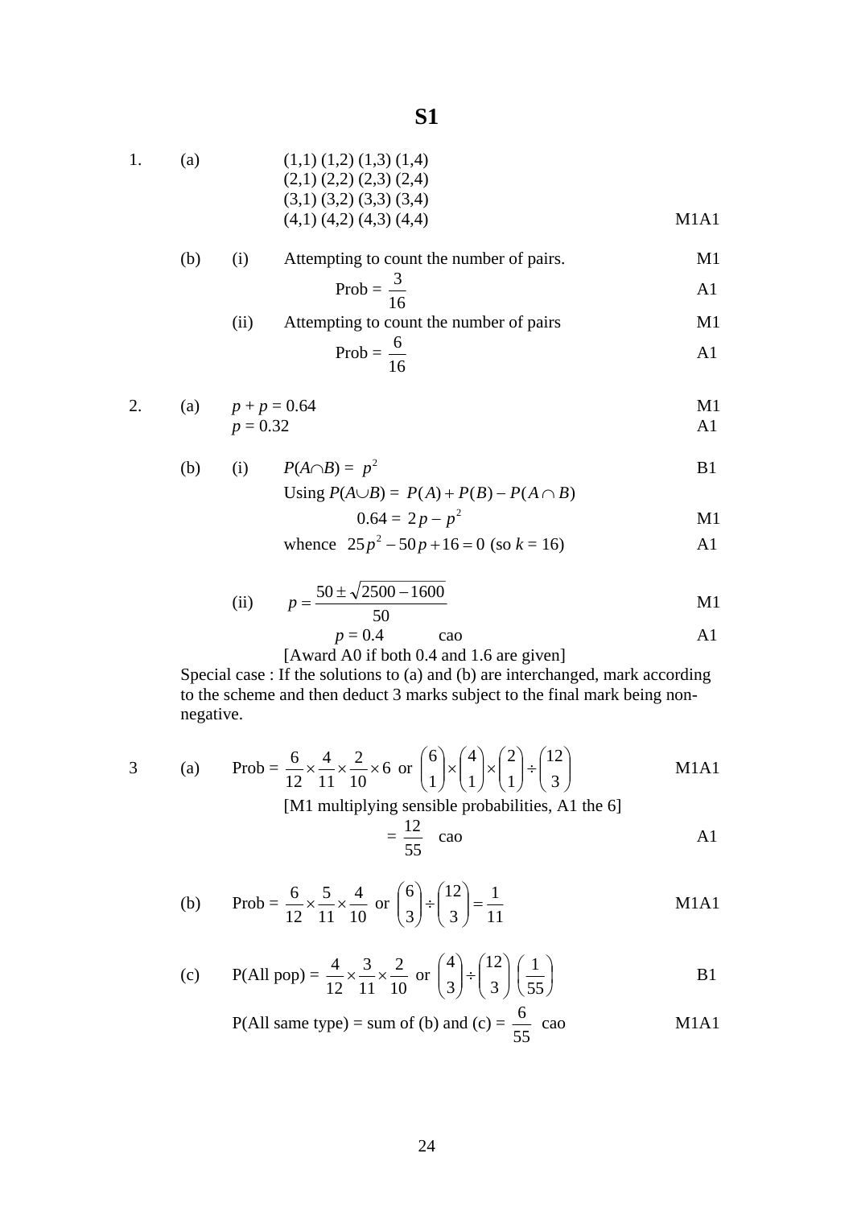# S1

1. (a)

(1,1) (1,2) (1,3) (1,4)
(2,1) (2,2) (2,3) (2,4)
(3,1) (3,2) (3,3) (3,4)
(4,1) (4,2) (4,3) (4,4) M1A1

(b) (i) Attempting to count the number of pairs. M1

$$\text{Prob} = \frac{3}{16}$$ A1

(ii) Attempting to count the number of pairs M1

$$\text{Prob} = \frac{6}{16}$$ A1

2. (a) $p + p = 0.64$ M1

$p = 0.32$ A1

(b) (i) $P(A \cap B) = p^2$ B1

Using $P(A \cup B) = P(A) + P(B) - P(A \cap B)$

$$0.64 = 2p - p^2$$ M1

whence $25p^2 - 50p + 16 = 0$ (so $k = 16$) A1

(ii) $$p = \frac{50 \pm \sqrt{2500 - 1600}}{50}$$ M1

$p = 0.4$ cao A1

[Award A0 if both 0.4 and 1.6 are given]

Special case : If the solutions to (a) and (b) are interchanged, mark according to the scheme and then deduct 3 marks subject to the final mark being non-negative.

3 (a) $\text{Prob} = \frac{6}{12} \times \frac{4}{11} \times \frac{2}{10} \times 6$ or $\binom{6}{1} \times \binom{4}{1} \times \binom{2}{1} \div \binom{12}{3}$ M1A1

[M1 multiplying sensible probabilities, A1 the 6]

$$= \frac{12}{55} \quad \text{cao}$$ A1

(b) $\text{Prob} = \frac{6}{12} \times \frac{5}{11} \times \frac{4}{10}$ or $\binom{6}{3} \div \binom{12}{3} = \frac{1}{11}$ M1A1

(c) $\text{P(All pop)} = \frac{4}{12} \times \frac{3}{11} \times \frac{2}{10}$ or $\binom{4}{3} \div \binom{12}{3}$ $\left(\frac{1}{55}\right)$ B1

P(All same type) = sum of (b) and (c) = $\frac{6}{55}$ cao M1A1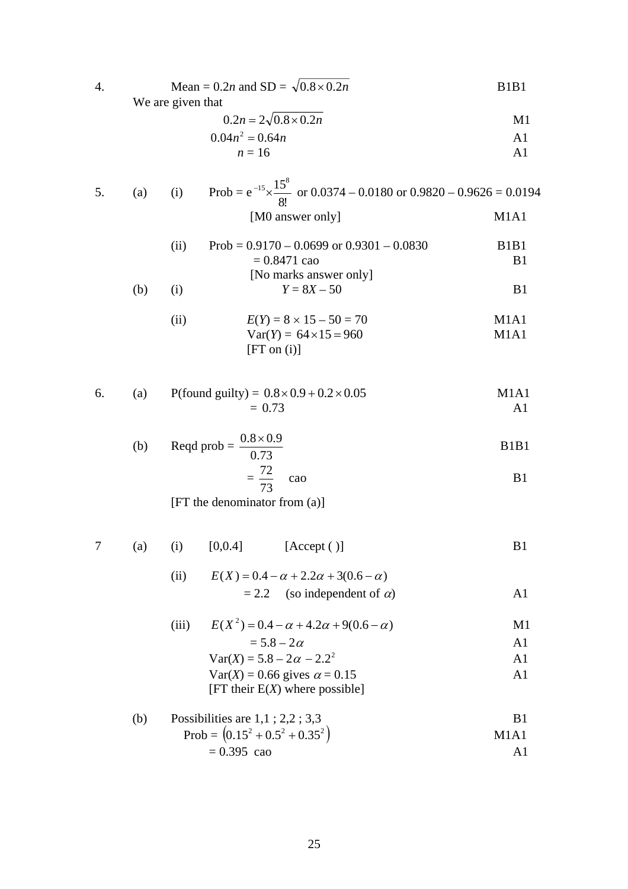4. Mean = 0.2*n* and SD = $\sqrt{0.8 \times 0.2n}$ — B1B1

We are given that

$0.2n = 2\sqrt{0.8 \times 0.2n}$ — M1

$0.04n^2 = 0.64n$ — A1

$n = 16$ — A1

5. (a) (i) Prob = $e^{-15} \times \frac{15^8}{8!}$ or 0.0374 – 0.0180 or 0.9820 – 0.9626 = 0.0194

[M0 answer only] — M1A1

(ii) Prob = 0.9170 – 0.0699 or 0.9301 – 0.0830 — B1B1

= 0.8471 cao — B1

[No marks answer only]

(b) (i) $Y = 8X - 50$ — B1

(ii) $E(Y) = 8 \times 15 - 50 = 70$ — M1A1

$\text{Var}(Y) = 64 \times 15 = 960$ — M1A1

[FT on (i)]

6. (a) P(found guilty) = $0.8 \times 0.9 + 0.2 \times 0.05$ — M1A1

= 0.73 — A1

(b) Reqd prob = $\frac{0.8 \times 0.9}{0.73}$ — B1B1

= $\frac{72}{73}$ cao — B1

[FT the denominator from (a)]

7 (a) (i) [0,0.4] [Accept ( )] — B1

(ii) $E(X) = 0.4 - \alpha + 2.2\alpha + 3(0.6 - \alpha)$

= 2.2 (so independent of $\alpha$) — A1

(iii) $E(X^2) = 0.4 - \alpha + 4.2\alpha + 9(0.6 - \alpha)$ — M1

$= 5.8 - 2\alpha$ — A1

$\text{Var}(X) = 5.8 - 2\alpha - 2.2^2$ — A1

$\text{Var}(X) = 0.66$ gives $\alpha = 0.15$ — A1

[FT their E(*X*) where possible]

(b) Possibilities are 1,1 ; 2,2 ; 3,3 — B1

Prob = $\left(0.15^2 + 0.5^2 + 0.35^2\right)$ — M1A1

= 0.395 cao — A1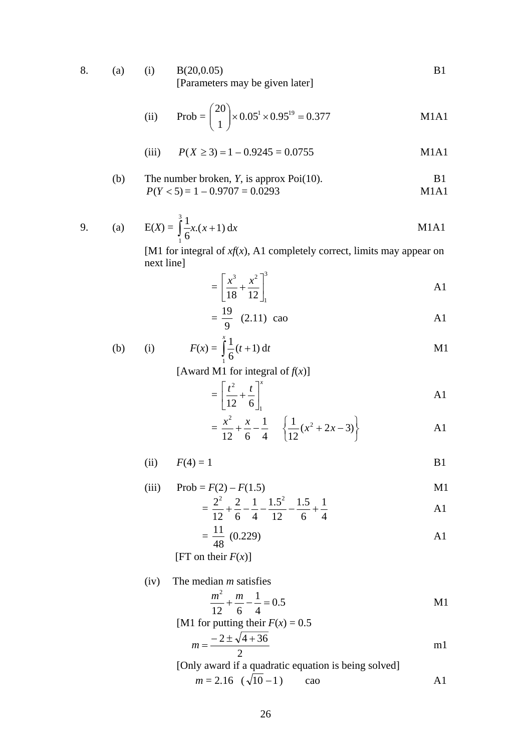8. (a) (i) B(20,0.05) — B1

[Parameters may be given later]

(ii) Prob = $\binom{20}{1} \times 0.05^1 \times 0.95^{19} = 0.377$ — M1A1

(iii) $P(X \geq 3) = 1 - 0.9245 = 0.0755$ — M1A1

(b) The number broken, $Y$, is approx Poi(10). — B1

$P(Y < 5) = 1 - 0.9707 = 0.0293$ — M1A1

9. (a) $\text{E}(X) = \int_1^3 \frac{1}{6}x.(x+1)\,\text{d}x$ — M1A1

[M1 for integral of $xf(x)$, A1 completely correct, limits may appear on next line]

$$= \left[\frac{x^3}{18} + \frac{x^2}{12}\right]_1^3$$ — A1

$$= \frac{19}{9} \quad (2.11) \quad \text{cao}$$ — A1

(b) (i) $F(x) = \int_1^x \frac{1}{6}(t+1)\,\text{d}t$ — M1

[Award M1 for integral of $f(x)$]

$$= \left[\frac{t^2}{12} + \frac{t}{6}\right]_1^x$$ — A1

$$= \frac{x^2}{12} + \frac{x}{6} - \frac{1}{4} \quad \left\{\frac{1}{12}(x^2 + 2x - 3)\right\}$$ — A1

(ii) $F(4) = 1$ — B1

(iii) Prob = $F(2) - F(1.5)$ — M1

$$= \frac{2^2}{12} + \frac{2}{6} - \frac{1}{4} - \frac{1.5^2}{12} - \frac{1.5}{6} + \frac{1}{4}$$ — A1

$$= \frac{11}{48} \quad (0.229)$$ — A1

[FT on their $F(x)$]

(iv) The median $m$ satisfies

$$\frac{m^2}{12} + \frac{m}{6} - \frac{1}{4} = 0.5$$ — M1

[M1 for putting their $F(x) = 0.5$

$$m = \frac{-2 \pm \sqrt{4 + 36}}{2}$$ — m1

[Only award if a quadratic equation is being solved]

$m = 2.16 \quad (\sqrt{10} - 1) \quad$ cao — A1